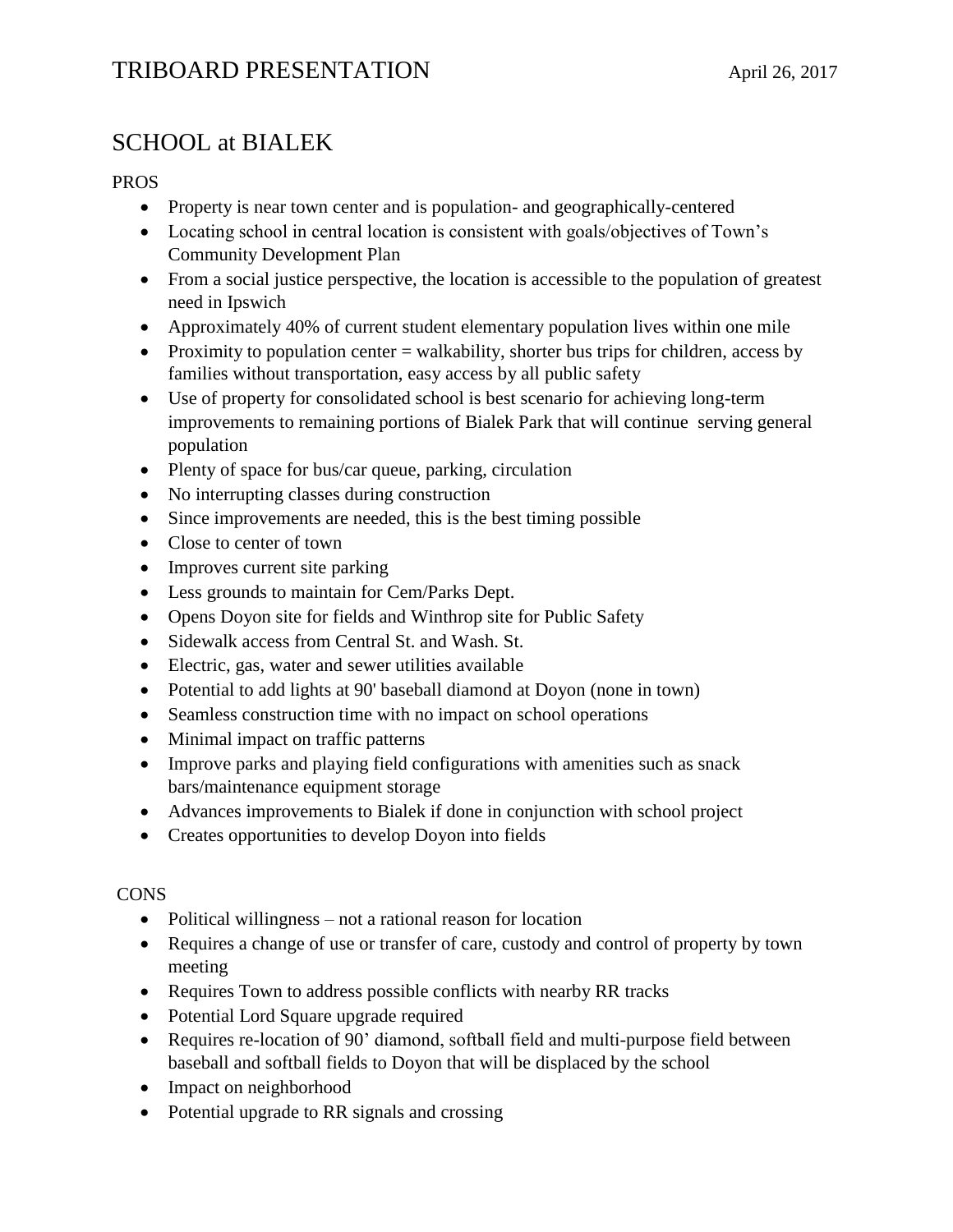# TRIBOARD PRESENTATION

April 26, 2017

## SCHOOL at BIALEK

PROS

- Property is near town center and is population- and geographically-centered
- Locating school in central location is consistent with goals/objectives of Town's Community Development Plan
- From a social justice perspective, the location is accessible to the population of greatest need in Ipswich
- Approximately 40% of current student elementary population lives within one mile
- Proximity to population center = walkability, shorter bus trips for children, access by families without transportation, easy access by all public safety
- Use of property for consolidated school is best scenario for achieving long-term improvements to remaining portions of Bialek Park that will continue serving general population
- Plenty of space for bus/car queue, parking, circulation
- No interrupting classes during construction
- Since improvements are needed, this is the best timing possible
- Close to center of town
- Improves current site parking
- Less grounds to maintain for Cem/Parks Dept.
- Opens Doyon site for fields and Winthrop site for Public Safety
- Sidewalk access from Central St. and Wash. St.
- Electric, gas, water and sewer utilities available
- Potential to add lights at 90' baseball diamond at Doyon (none in town)
- Seamless construction time with no impact on school operations
- Minimal impact on traffic patterns
- Improve parks and playing field configurations with amenities such as snack bars/maintenance equipment storage
- Advances improvements to Bialek if done in conjunction with school project
- Creates opportunities to develop Doyon into fields

CONS

- Political willingness – not a rational reason for location
- Requires a change of use or transfer of care, custody and control of property by town meeting
- Requires Town to address possible conflicts with nearby RR tracks
- Potential Lord Square upgrade required
- Requires re-location of 90' diamond, softball field and multi-purpose field between baseball and softball fields to Doyon that will be displaced by the school
- Impact on neighborhood
- Potential upgrade to RR signals and crossing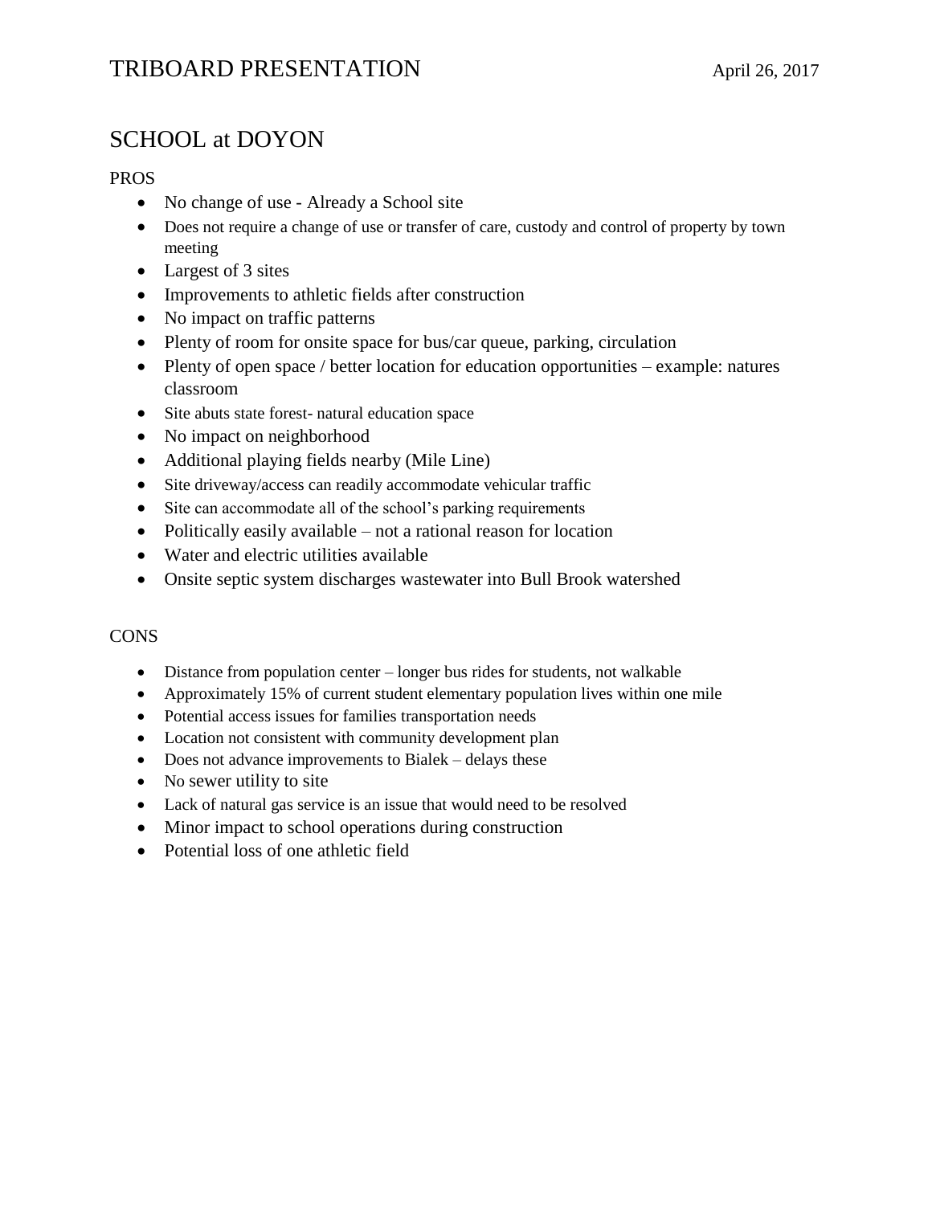# TRIBOARD PRESENTATION

April 26, 2017

## SCHOOL at DOYON

PROS

- No change of use - Already a School site
- Does not require a change of use or transfer of care, custody and control of property by town meeting
- Largest of 3 sites
- Improvements to athletic fields after construction
- No impact on traffic patterns
- Plenty of room for onsite space for bus/car queue, parking, circulation
- Plenty of open space / better location for education opportunities – example: natures classroom
- Site abuts state forest- natural education space
- No impact on neighborhood
- Additional playing fields nearby (Mile Line)
- Site driveway/access can readily accommodate vehicular traffic
- Site can accommodate all of the school's parking requirements
- Politically easily available – not a rational reason for location
- Water and electric utilities available
- Onsite septic system discharges wastewater into Bull Brook watershed

CONS

- Distance from population center – longer bus rides for students, not walkable
- Approximately 15% of current student elementary population lives within one mile
- Potential access issues for families transportation needs
- Location not consistent with community development plan
- Does not advance improvements to Bialek – delays these
- No sewer utility to site
- Lack of natural gas service is an issue that would need to be resolved
- Minor impact to school operations during construction
- Potential loss of one athletic field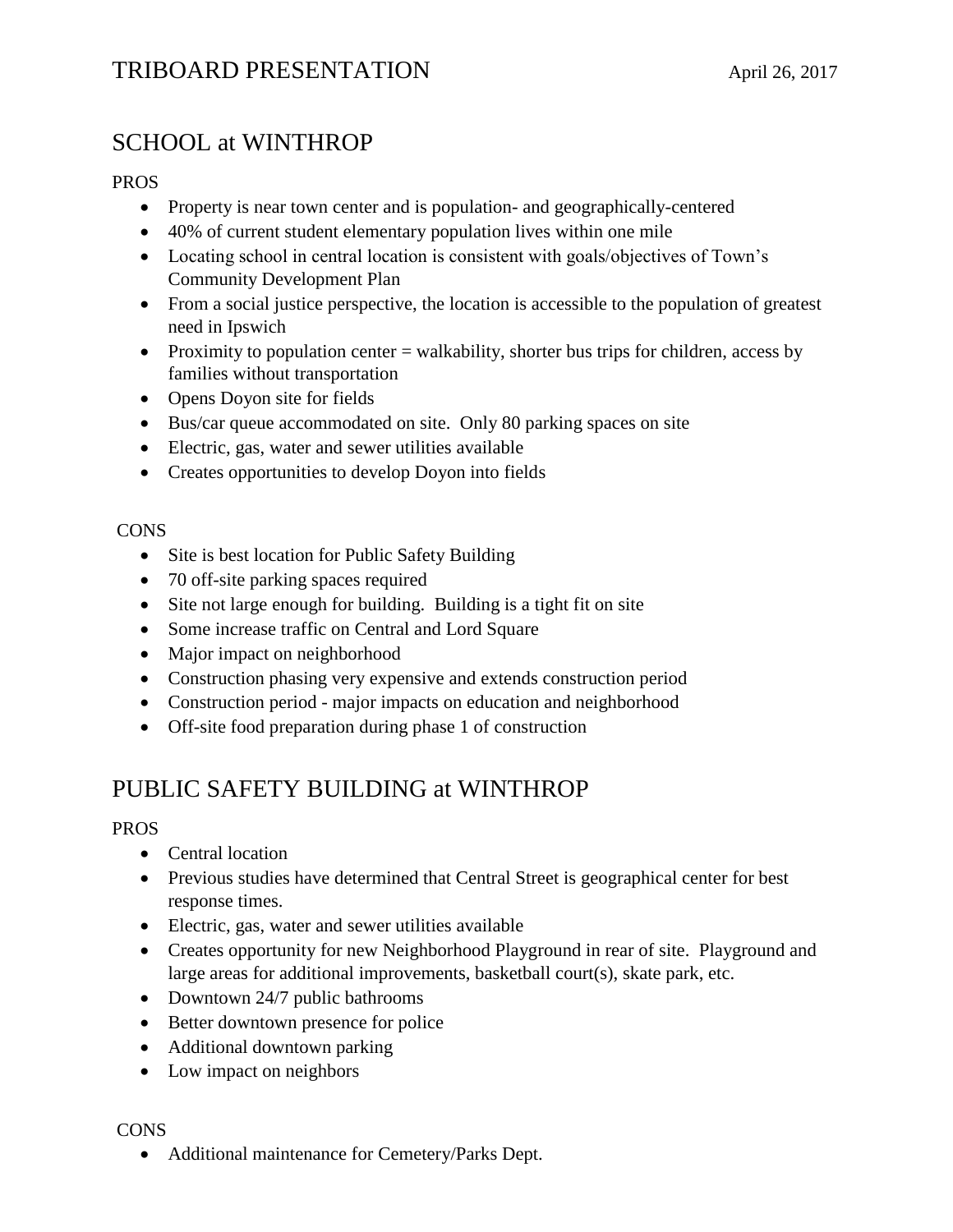# TRIBOARD PRESENTATION

April 26, 2017

## SCHOOL at WINTHROP

PROS

- Property is near town center and is population- and geographically-centered
- 40% of current student elementary population lives within one mile
- Locating school in central location is consistent with goals/objectives of Town's Community Development Plan
- From a social justice perspective, the location is accessible to the population of greatest need in Ipswich
- Proximity to population center = walkability, shorter bus trips for children, access by families without transportation
- Opens Doyon site for fields
- Bus/car queue accommodated on site. Only 80 parking spaces on site
- Electric, gas, water and sewer utilities available
- Creates opportunities to develop Doyon into fields

CONS

- Site is best location for Public Safety Building
- 70 off-site parking spaces required
- Site not large enough for building. Building is a tight fit on site
- Some increase traffic on Central and Lord Square
- Major impact on neighborhood
- Construction phasing very expensive and extends construction period
- Construction period - major impacts on education and neighborhood
- Off-site food preparation during phase 1 of construction

## PUBLIC SAFETY BUILDING at WINTHROP

PROS

- Central location
- Previous studies have determined that Central Street is geographical center for best response times.
- Electric, gas, water and sewer utilities available
- Creates opportunity for new Neighborhood Playground in rear of site. Playground and large areas for additional improvements, basketball court(s), skate park, etc.
- Downtown 24/7 public bathrooms
- Better downtown presence for police
- Additional downtown parking
- Low impact on neighbors

CONS

- Additional maintenance for Cemetery/Parks Dept.